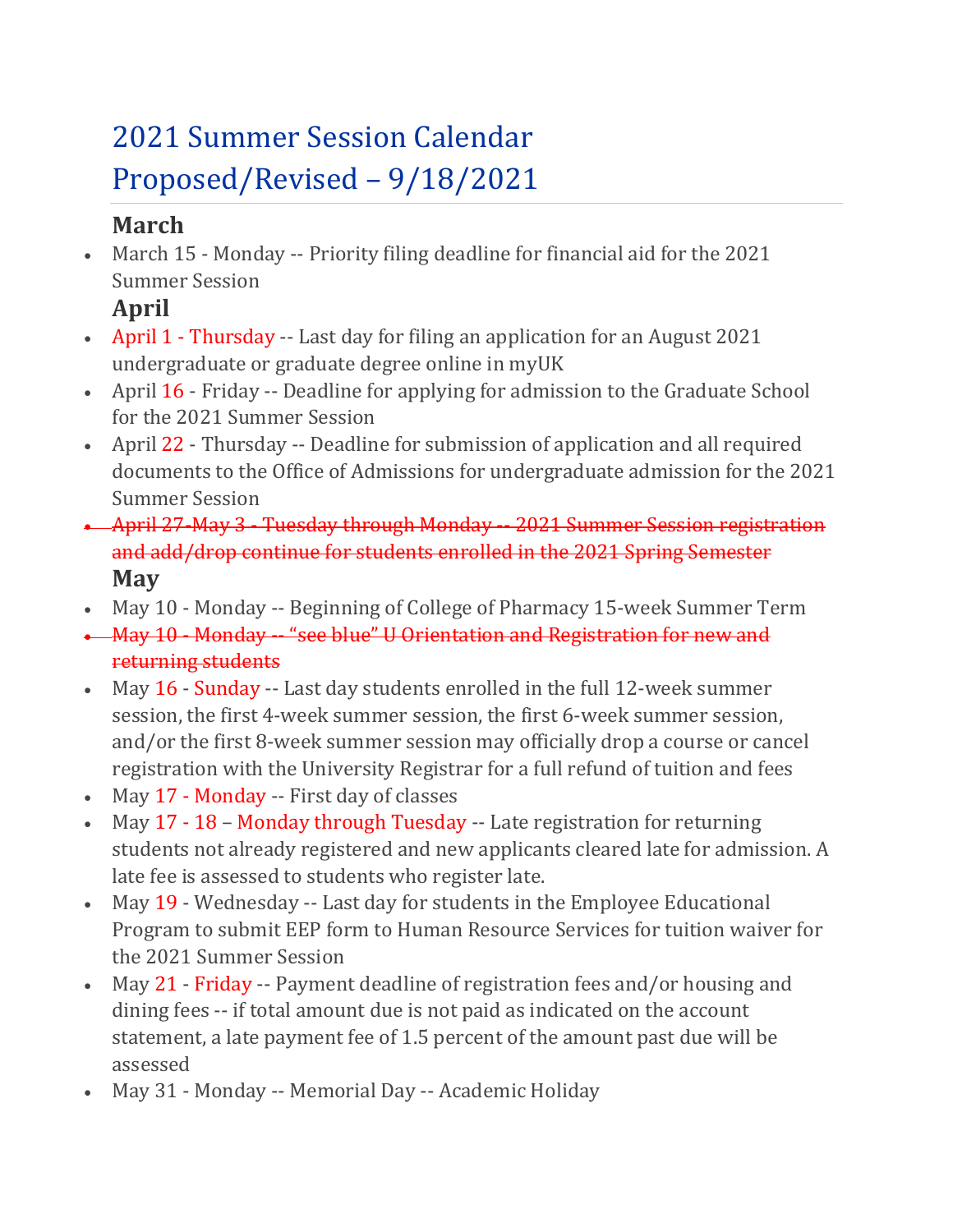# 2021 Summer Session Calendar Proposed/Revised – 9/18/2021

## March

- March 15 - Monday -- Priority filing deadline for financial aid for the 2021 Summer Session

## April

- April 1 - Thursday -- Last day for filing an application for an August 2021 undergraduate or graduate degree online in myUK
- April 16 - Friday -- Deadline for applying for admission to the Graduate School for the 2021 Summer Session
- April 22 - Thursday -- Deadline for submission of application and all required documents to the Office of Admissions for undergraduate admission for the 2021 Summer Session
- ~~April 27-May 3 - Tuesday through Monday -- 2021 Summer Session registration and add/drop continue for students enrolled in the 2021 Spring Semester~~

## May

- May 10 - Monday -- Beginning of College of Pharmacy 15-week Summer Term
- ~~May 10 - Monday -- "see blue" U Orientation and Registration for new and returning students~~
- May 16 - Sunday -- Last day students enrolled in the full 12-week summer session, the first 4-week summer session, the first 6-week summer session, and/or the first 8-week summer session may officially drop a course or cancel registration with the University Registrar for a full refund of tuition and fees
- May 17 - Monday -- First day of classes
- May 17 - 18 – Monday through Tuesday -- Late registration for returning students not already registered and new applicants cleared late for admission. A late fee is assessed to students who register late.
- May 19 - Wednesday -- Last day for students in the Employee Educational Program to submit EEP form to Human Resource Services for tuition waiver for the 2021 Summer Session
- May 21 - Friday -- Payment deadline of registration fees and/or housing and dining fees -- if total amount due is not paid as indicated on the account statement, a late payment fee of 1.5 percent of the amount past due will be assessed
- May 31 - Monday -- Memorial Day -- Academic Holiday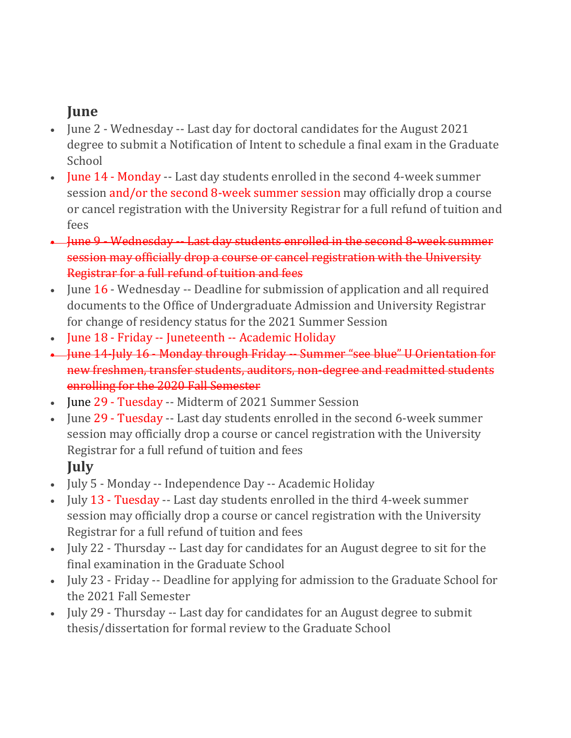## June

- June 2 - Wednesday -- Last day for doctoral candidates for the August 2021 degree to submit a Notification of Intent to schedule a final exam in the Graduate School
- June 14 - Monday -- Last day students enrolled in the second 4-week summer session and/or the second 8-week summer session may officially drop a course or cancel registration with the University Registrar for a full refund of tuition and fees
- ~~June 9 - Wednesday -- Last day students enrolled in the second 8-week summer session may officially drop a course or cancel registration with the University Registrar for a full refund of tuition and fees~~
- June 16 - Wednesday -- Deadline for submission of application and all required documents to the Office of Undergraduate Admission and University Registrar for change of residency status for the 2021 Summer Session
- June 18 - Friday -- Juneteenth -- Academic Holiday
- ~~June 14-July 16 - Monday through Friday -- Summer "see blue" U Orientation for new freshmen, transfer students, auditors, non-degree and readmitted students enrolling for the 2020 Fall Semester~~
- June 29 - Tuesday -- Midterm of 2021 Summer Session
- June 29 - Tuesday -- Last day students enrolled in the second 6-week summer session may officially drop a course or cancel registration with the University Registrar for a full refund of tuition and fees

## July

- July 5 - Monday -- Independence Day -- Academic Holiday
- July 13 - Tuesday -- Last day students enrolled in the third 4-week summer session may officially drop a course or cancel registration with the University Registrar for a full refund of tuition and fees
- July 22 - Thursday -- Last day for candidates for an August degree to sit for the final examination in the Graduate School
- July 23 - Friday -- Deadline for applying for admission to the Graduate School for the 2021 Fall Semester
- July 29 - Thursday -- Last day for candidates for an August degree to submit thesis/dissertation for formal review to the Graduate School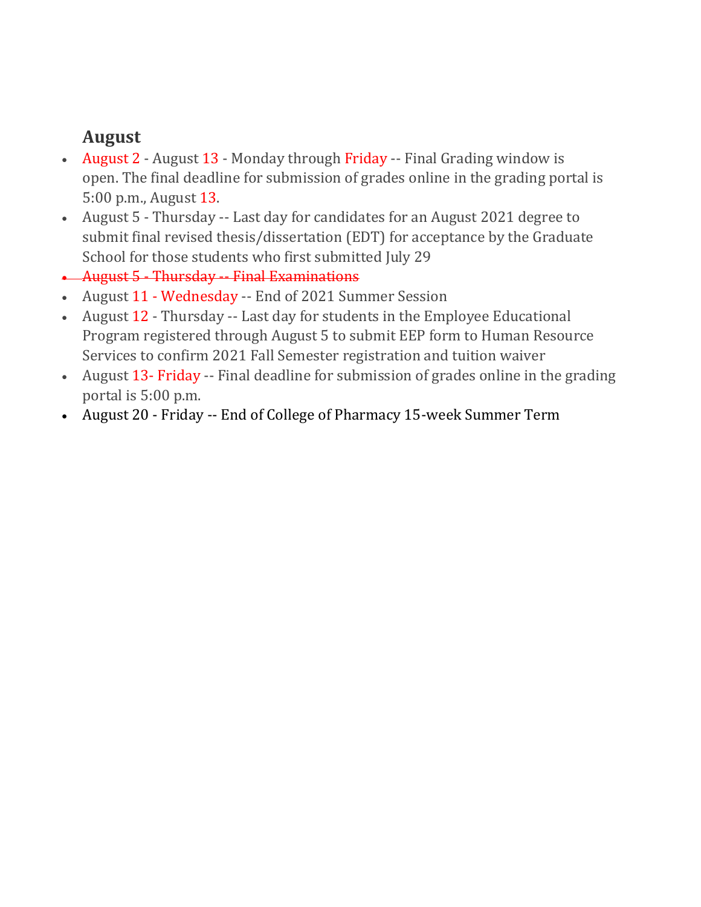## August

- August 2 - August 13 - Monday through Friday -- Final Grading window is open. The final deadline for submission of grades online in the grading portal is 5:00 p.m., August 13.
- August 5 - Thursday -- Last day for candidates for an August 2021 degree to submit final revised thesis/dissertation (EDT) for acceptance by the Graduate School for those students who first submitted July 29
- ~~August 5 - Thursday -- Final Examinations~~
- August 11 - Wednesday -- End of 2021 Summer Session
- August 12 - Thursday -- Last day for students in the Employee Educational Program registered through August 5 to submit EEP form to Human Resource Services to confirm 2021 Fall Semester registration and tuition waiver
- August 13- Friday -- Final deadline for submission of grades online in the grading portal is 5:00 p.m.
- August 20 - Friday -- End of College of Pharmacy 15-week Summer Term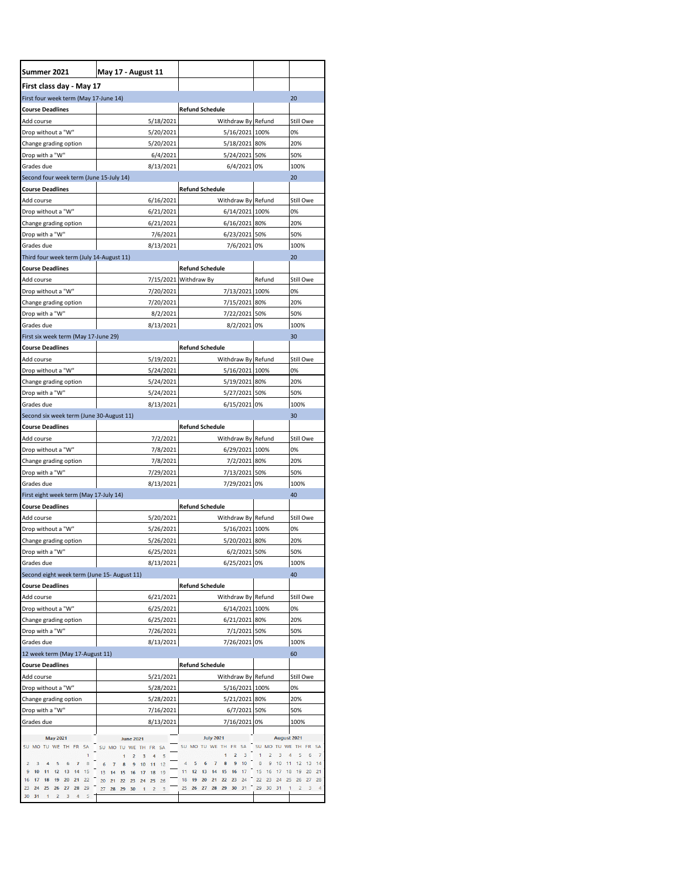| Summer 2021 | May 17 - August 11 | | | |
|---|---|---|---|---|
| **First class day - May 17** | | | | |
| First four week term (May 17-June 14) | | | | 20 |
| **Course Deadlines** | | **Refund Schedule** | | |
| Add course | 5/18/2021 | Withdraw By | Refund | Still Owe |
| Drop without a "W" | 5/20/2021 | 5/16/2021 | 100% | 0% |
| Change grading option | 5/20/2021 | 5/18/2021 | 80% | 20% |
| Drop with a "W" | 6/4/2021 | 5/24/2021 | 50% | 50% |
| Grades due | 8/13/2021 | 6/4/2021 | 0% | 100% |
| Second four week term (June 15-July 14) | | | | 20 |
| **Course Deadlines** | | **Refund Schedule** | | |
| Add course | 6/16/2021 | Withdraw By | Refund | Still Owe |
| Drop without a "W" | 6/21/2021 | 6/14/2021 | 100% | 0% |
| Change grading option | 6/21/2021 | 6/16/2021 | 80% | 20% |
| Drop with a "W" | 7/6/2021 | 6/23/2021 | 50% | 50% |
| Grades due | 8/13/2021 | 7/6/2021 | 0% | 100% |
| Third four week term (July 14-August 11) | | | | 20 |
| **Course Deadlines** | | **Refund Schedule** | | |
| Add course | 7/15/2021 | Withdraw By | Refund | Still Owe |
| Drop without a "W" | 7/20/2021 | 7/13/2021 | 100% | 0% |
| Change grading option | 7/20/2021 | 7/15/2021 | 80% | 20% |
| Drop with a "W" | 8/2/2021 | 7/22/2021 | 50% | 50% |
| Grades due | 8/13/2021 | 8/2/2021 | 0% | 100% |
| First six week term (May 17-June 29) | | | | 30 |
| **Course Deadlines** | | **Refund Schedule** | | |
| Add course | 5/19/2021 | Withdraw By | Refund | Still Owe |
| Drop without a "W" | 5/24/2021 | 5/16/2021 | 100% | 0% |
| Change grading option | 5/24/2021 | 5/19/2021 | 80% | 20% |
| Drop with a "W" | 5/24/2021 | 5/27/2021 | 50% | 50% |
| Grades due | 8/13/2021 | 6/15/2021 | 0% | 100% |
| Second six week term (June 30-August 11) | | | | 30 |
| **Course Deadlines** | | **Refund Schedule** | | |
| Add course | 7/2/2021 | Withdraw By | Refund | Still Owe |
| Drop without a "W" | 7/8/2021 | 6/29/2021 | 100% | 0% |
| Change grading option | 7/8/2021 | 7/2/2021 | 80% | 20% |
| Drop with a "W" | 7/29/2021 | 7/13/2021 | 50% | 50% |
| Grades due | 8/13/2021 | 7/29/2021 | 0% | 100% |
| First eight week term (May 17-July 14) | | | | 40 |
| **Course Deadlines** | | **Refund Schedule** | | |
| Add course | 5/20/2021 | Withdraw By | Refund | Still Owe |
| Drop without a "W" | 5/26/2021 | 5/16/2021 | 100% | 0% |
| Change grading option | 5/26/2021 | 5/20/2021 | 80% | 20% |
| Drop with a "W" | 6/25/2021 | 6/2/2021 | 50% | 50% |
| Grades due | 8/13/2021 | 6/25/2021 | 0% | 100% |
| Second eight week term (June 15- August 11) | | | | 40 |
| **Course Deadlines** | | **Refund Schedule** | | |
| Add course | 6/21/2021 | Withdraw By | Refund | Still Owe |
| Drop without a "W" | 6/25/2021 | 6/14/2021 | 100% | 0% |
| Change grading option | 6/25/2021 | 6/21/2021 | 80% | 20% |
| Drop with a "W" | 7/26/2021 | 7/1/2021 | 50% | 50% |
| Grades due | 8/13/2021 | 7/26/2021 | 0% | 100% |
| 12 week term (May 17-August 11) | | | | 60 |
| **Course Deadlines** | | **Refund Schedule** | | |
| Add course | 5/21/2021 | Withdraw By | Refund | Still Owe |
| Drop without a "W" | 5/28/2021 | 5/16/2021 | 100% | 0% |
| Change grading option | 5/28/2021 | 5/21/2021 | 80% | 20% |
| Drop with a "W" | 7/16/2021 | 6/7/2021 | 50% | 50% |
| Grades due | 8/13/2021 | 7/16/2021 | 0% | 100% |

**May 2021**

| SU | MO | TU | WE | TH | FR | SA |
|---|---|---|---|---|---|---|
| | | | | | | 1 |
| 2 | 3 | 4 | 5 | 6 | 7 | 8 |
| 9 | 10 | 11 | 12 | 13 | 14 | 15 |
| 16 | 17 | 18 | 19 | 20 | 21 | 22 |
| 23 | 24 | 25 | 26 | 27 | 28 | 29 |
| 30 | 31 | 1 | 2 | 3 | 4 | 5 |

**June 2021**

| SU | MO | TU | WE | TH | FR | SA |
|---|---|---|---|---|---|---|
| | | 1 | 2 | 3 | 4 | 5 |
| 6 | 7 | 8 | 9 | 10 | 11 | 12 |
| 13 | 14 | 15 | 16 | 17 | 18 | 19 |
| 20 | 21 | 22 | 23 | 24 | 25 | 26 |
| 27 | 28 | 29 | 30 | 1 | 2 | 3 |

**July 2021**

| SU | MO | TU | WE | TH | FR | SA |
|---|---|---|---|---|---|---|
| | | | | 1 | 2 | 3 |
| 4 | 5 | 6 | 7 | 8 | 9 | 10 |
| 11 | 12 | 13 | 14 | 15 | 16 | 17 |
| 18 | 19 | 20 | 21 | 22 | 23 | 24 |
| 25 | 26 | 27 | 28 | 29 | 30 | 31 |

**August 2021**

| SU | MO | TU | WE | TH | FR | SA |
|---|---|---|---|---|---|---|
| 1 | 2 | 3 | 4 | 5 | 6 | 7 |
| 8 | 9 | 10 | 11 | 12 | 13 | 14 |
| 15 | 16 | 17 | 18 | 19 | 20 | 21 |
| 22 | 23 | 24 | 25 | 26 | 27 | 28 |
| 29 | 30 | 31 | 1 | 2 | 3 | 4 |